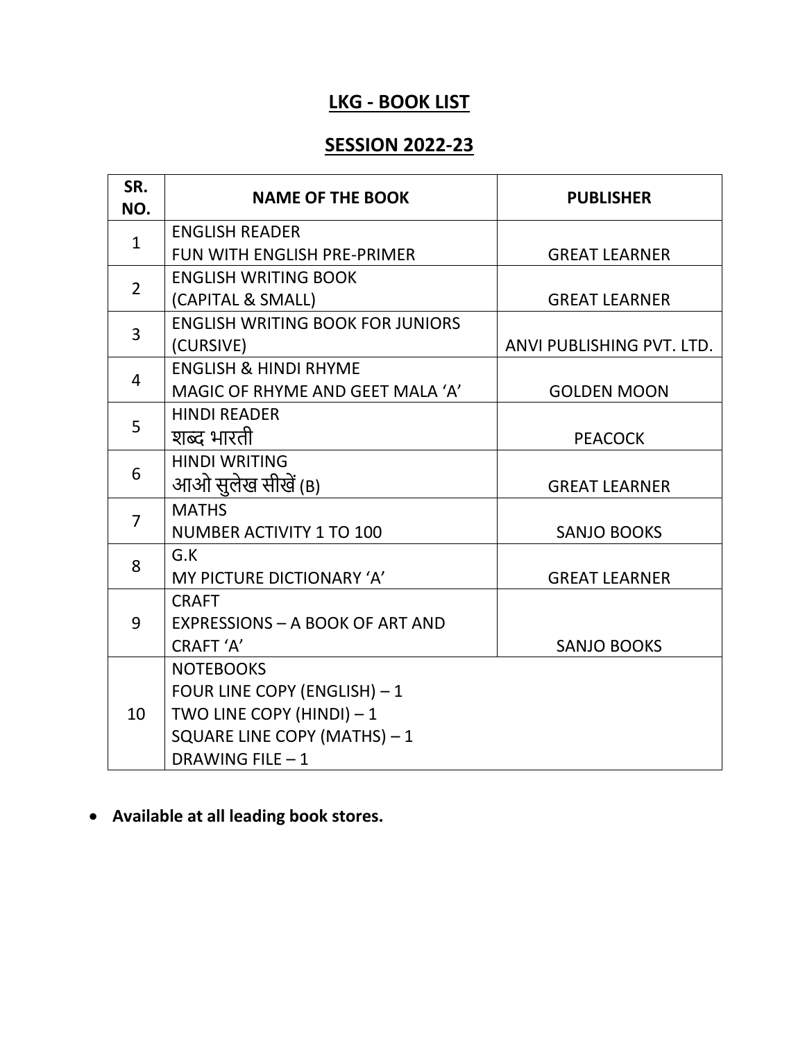# LKG - BOOK LIST

## SESSION 2022-23

| SR. NO. | NAME OF THE BOOK | PUBLISHER |
|---|---|---|
| 1 | ENGLISH READER<br>FUN WITH ENGLISH PRE-PRIMER | GREAT LEARNER |
| 2 | ENGLISH WRITING BOOK<br>(CAPITAL & SMALL) | GREAT LEARNER |
| 3 | ENGLISH WRITING BOOK FOR JUNIORS<br>(CURSIVE) | ANVI PUBLISHING PVT. LTD. |
| 4 | ENGLISH & HINDI RHYME<br>MAGIC OF RHYME AND GEET MALA 'A' | GOLDEN MOON |
| 5 | HINDI READER<br>शब्द भारती | PEACOCK |
| 6 | HINDI WRITING<br>आओ सुलेख सीखें (B) | GREAT LEARNER |
| 7 | MATHS<br>NUMBER ACTIVITY 1 TO 100 | SANJO BOOKS |
| 8 | G.K<br>MY PICTURE DICTIONARY 'A' | GREAT LEARNER |
| 9 | CRAFT<br>EXPRESSIONS – A BOOK OF ART AND CRAFT 'A' | SANJO BOOKS |
| 10 | NOTEBOOKS<br>FOUR LINE COPY (ENGLISH) – 1<br>TWO LINE COPY (HINDI) – 1<br>SQUARE LINE COPY (MATHS) – 1<br>DRAWING FILE – 1 | |

- **Available at all leading book stores.**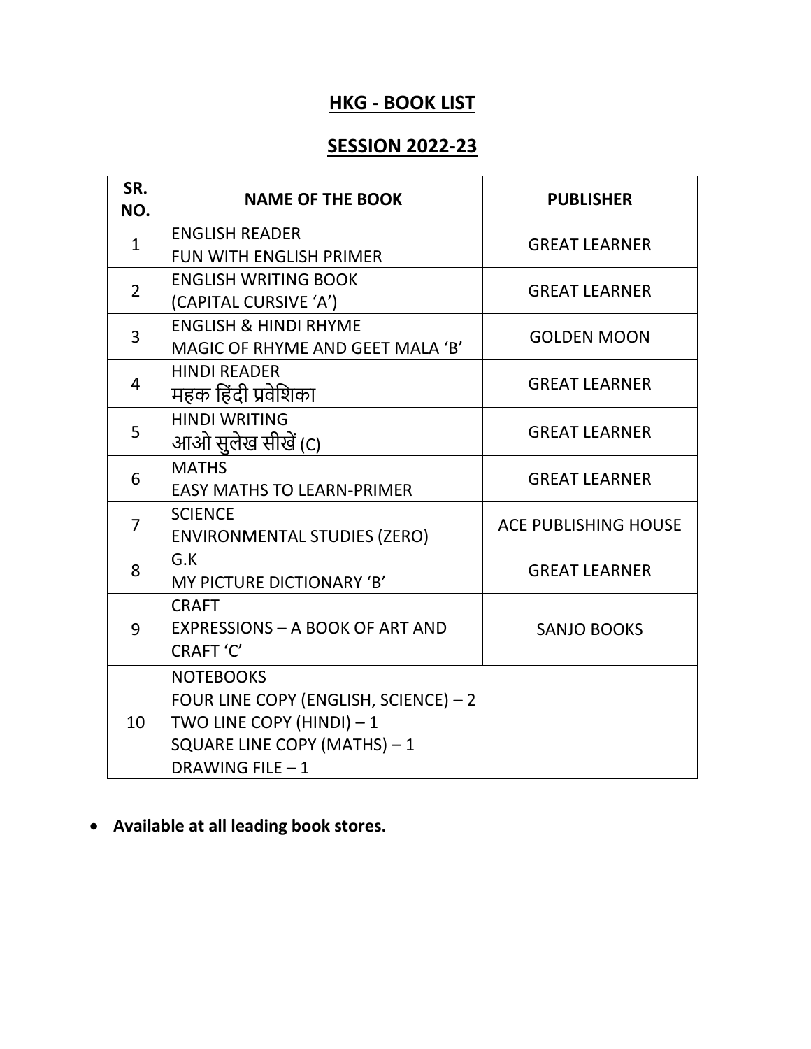# HKG - BOOK LIST

## SESSION 2022-23

| SR. NO. | NAME OF THE BOOK | PUBLISHER |
|---|---|---|
| 1 | ENGLISH READER<br>FUN WITH ENGLISH PRIMER | GREAT LEARNER |
| 2 | ENGLISH WRITING BOOK<br>(CAPITAL CURSIVE 'A') | GREAT LEARNER |
| 3 | ENGLISH & HINDI RHYME<br>MAGIC OF RHYME AND GEET MALA 'B' | GOLDEN MOON |
| 4 | HINDI READER<br>महक हिंदी प्रवेशिका | GREAT LEARNER |
| 5 | HINDI WRITING<br>आओ सुलेख सीखें (C) | GREAT LEARNER |
| 6 | MATHS<br>EASY MATHS TO LEARN-PRIMER | GREAT LEARNER |
| 7 | SCIENCE<br>ENVIRONMENTAL STUDIES (ZERO) | ACE PUBLISHING HOUSE |
| 8 | G.K<br>MY PICTURE DICTIONARY 'B' | GREAT LEARNER |
| 9 | CRAFT<br>EXPRESSIONS – A BOOK OF ART AND CRAFT 'C' | SANJO BOOKS |
| 10 | NOTEBOOKS<br>FOUR LINE COPY (ENGLISH, SCIENCE) – 2<br>TWO LINE COPY (HINDI) – 1<br>SQUARE LINE COPY (MATHS) – 1<br>DRAWING FILE – 1 | |

- **Available at all leading book stores.**